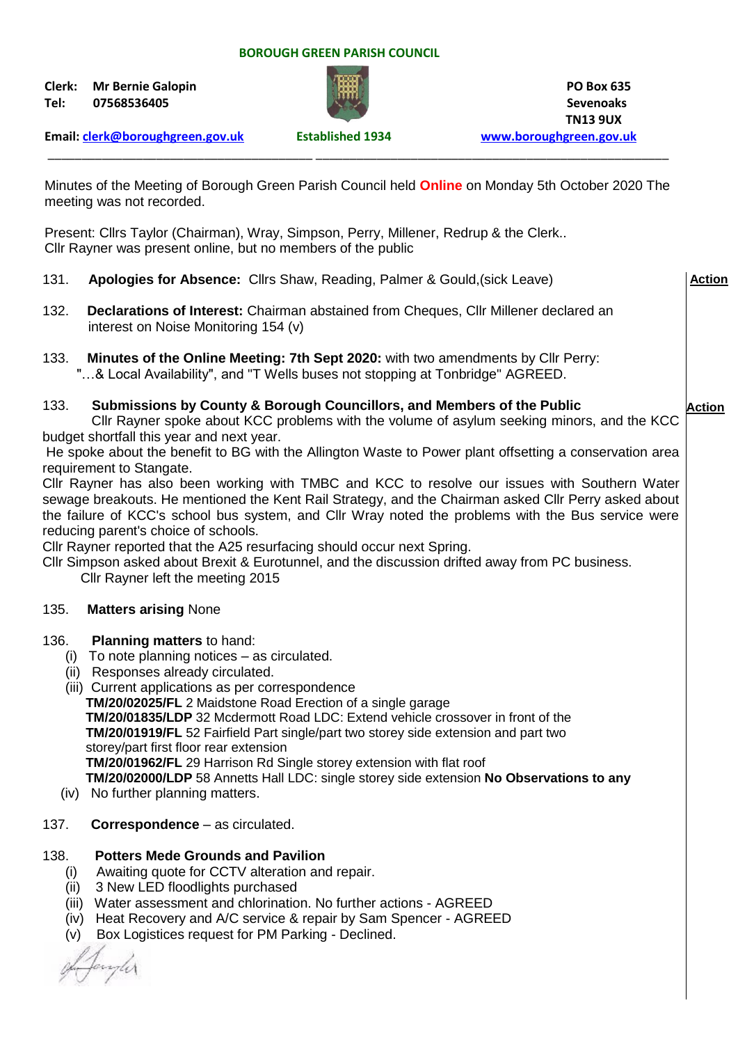**BOROUGH GREEN PARISH COUNCIL**

**Clerk:** **Mr Bernie Galopin**
**Tel:** **07568536405**

**Email:** **clerk@boroughgreen.gov.uk** **Established 1934**

**PO Box 635**
**Sevenoaks**
**TN13 9UX**
**www.boroughgreen.gov.uk**

---

Minutes of the Meeting of Borough Green Parish Council held **Online** on Monday 5th October 2020 The meeting was not recorded.

Present: Cllrs Taylor (Chairman), Wray, Simpson, Perry, Millener, Redrup & the Clerk..
Cllr Rayner was present online, but no members of the public

131. **Apologies for Absence:** Cllrs Shaw, Reading, Palmer & Gould,(sick Leave) — **Action**

132. **Declarations of Interest:** Chairman abstained from Cheques, Cllr Millener declared an interest on Noise Monitoring 154 (v)

133. **Minutes of the Online Meeting: 7th Sept 2020:** with two amendments by Cllr Perry: "…& Local Availability", and "T Wells buses not stopping at Tonbridge" AGREED.

133. **Submissions by County & Borough Councillors, and Members of the Public** — **Action**

Cllr Rayner spoke about KCC problems with the volume of asylum seeking minors, and the KCC budget shortfall this year and next year.

He spoke about the benefit to BG with the Allington Waste to Power plant offsetting a conservation area requirement to Stangate.

Cllr Rayner has also been working with TMBC and KCC to resolve our issues with Southern Water sewage breakouts. He mentioned the Kent Rail Strategy, and the Chairman asked Cllr Perry asked about the failure of KCC's school bus system, and Cllr Wray noted the problems with the Bus service were reducing parent's choice of schools.

Cllr Rayner reported that the A25 resurfacing should occur next Spring.

Cllr Simpson asked about Brexit & Eurotunnel, and the discussion drifted away from PC business.

Cllr Rayner left the meeting 2015

135. **Matters arising** None

136. **Planning matters** to hand:
   (i) To note planning notices – as circulated.
   (ii) Responses already circulated.
   (iii) Current applications as per correspondence
   **TM/20/02025/FL** 2 Maidstone Road Erection of a single garage
   **TM/20/01835/LDP** 32 Mcdermott Road LDC: Extend vehicle crossover in front of the
   **TM/20/01919/FL** 52 Fairfield Part single/part two storey side extension and part two storey/part first floor rear extension
   **TM/20/01962/FL** 29 Harrison Rd Single storey extension with flat roof
   **TM/20/02000/LDP** 58 Annetts Hall LDC: single storey side extension **No Observations to any**
   (iv) No further planning matters.

137. **Correspondence** – as circulated.

138. **Potters Mede Grounds and Pavilion**
   (i) Awaiting quote for CCTV alteration and repair.
   (ii) 3 New LED floodlights purchased
   (iii) Water assessment and chlorination. No further actions - AGREED
   (iv) Heat Recovery and A/C service & repair by Sam Spencer - AGREED
   (v) Box Logistices request for PM Parking - Declined.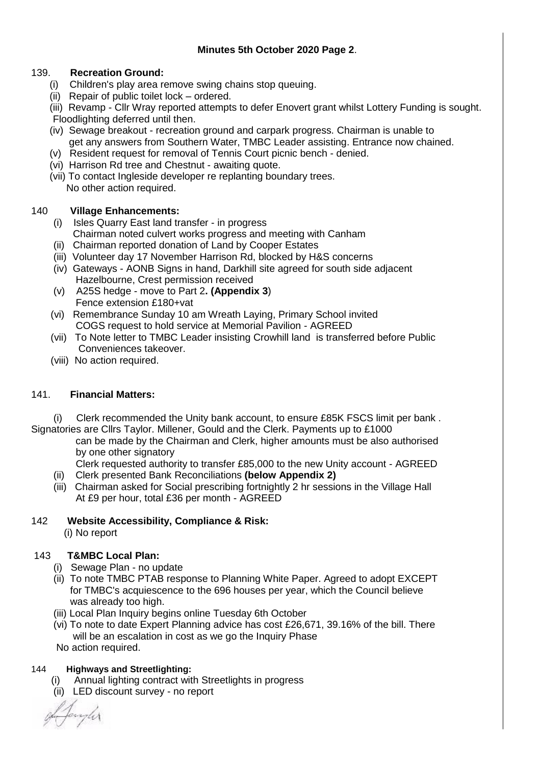**Minutes 5th October 2020 Page 2**.

139. **Recreation Ground:**

(i) Children's play area remove swing chains stop queuing.
(ii) Repair of public toilet lock – ordered.
(iii) Revamp - Cllr Wray reported attempts to defer Enovert grant whilst Lottery Funding is sought. Floodlighting deferred until then.
(iv) Sewage breakout - recreation ground and carpark progress. Chairman is unable to get any answers from Southern Water, TMBC Leader assisting. Entrance now chained.
(v) Resident request for removal of Tennis Court picnic bench - denied.
(vi) Harrison Rd tree and Chestnut - awaiting quote.
(vii) To contact Ingleside developer re replanting boundary trees.
No other action required.

140 **Village Enhancements:**

(i) Isles Quarry East land transfer - in progress
Chairman noted culvert works progress and meeting with Canham
(ii) Chairman reported donation of Land by Cooper Estates
(iii) Volunteer day 17 November Harrison Rd, blocked by H&S concerns
(iv) Gateways - AONB Signs in hand, Darkhill site agreed for south side adjacent Hazelbourne, Crest permission received
(v) A25S hedge - move to Part 2**. (Appendix 3**)
Fence extension £180+vat
(vi) Remembrance Sunday 10 am Wreath Laying, Primary School invited
COGS request to hold service at Memorial Pavilion - AGREED
(vii) To Note letter to TMBC Leader insisting Crowhill land is transferred before Public Conveniences takeover.
(viii) No action required.

141. **Financial Matters:**

(i) Clerk recommended the Unity bank account, to ensure £85K FSCS limit per bank . Signatories are Cllrs Taylor. Millener, Gould and the Clerk. Payments up to £1000 can be made by the Chairman and Clerk, higher amounts must be also authorised by one other signatory
Clerk requested authority to transfer £85,000 to the new Unity account - AGREED
(ii) Clerk presented Bank Reconciliations **(below Appendix 2)**
(iii) Chairman asked for Social prescribing fortnightly 2 hr sessions in the Village Hall At £9 per hour, total £36 per month - AGREED

142 **Website Accessibility, Compliance & Risk:**

(i) No report

143 **T&MBC Local Plan:**

(i) Sewage Plan - no update
(ii) To note TMBC PTAB response to Planning White Paper. Agreed to adopt EXCEPT for TMBC's acquiescence to the 696 houses per year, which the Council believe was already too high.
(iii) Local Plan Inquiry begins online Tuesday 6th October
(vi) To note to date Expert Planning advice has cost £26,671, 39.16% of the bill. There will be an escalation in cost as we go the Inquiry Phase
No action required.

144 **Highways and Streetlighting:**

(i) Annual lighting contract with Streetlights in progress
(ii) LED discount survey - no report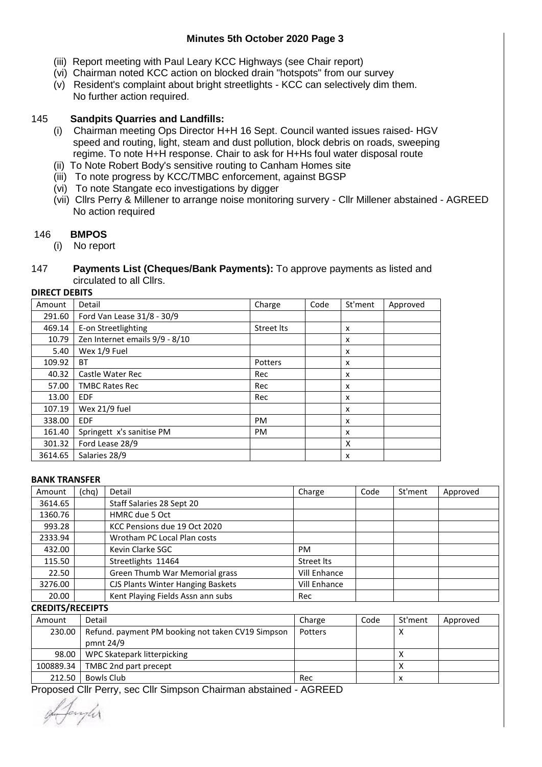(iii) Report meeting with Paul Leary KCC Highways (see Chair report)
(vi) Chairman noted KCC action on blocked drain "hotspots" from our survey
(v) Resident's complaint about bright streetlights - KCC can selectively dim them. No further action required.

## 145 Sandpits Quarries and Landfills:

(i) Chairman meeting Ops Director H+H 16 Sept. Council wanted issues raised- HGV speed and routing, light, steam and dust pollution, block debris on roads, sweeping regime. To note H+H response. Chair to ask for H+Hs foul water disposal route
(ii) To Note Robert Body's sensitive routing to Canham Homes site
(iii) To note progress by KCC/TMBC enforcement, against BGSP
(vi) To note Stangate eco investigations by digger
(vii) Cllrs Perry & Millener to arrange noise monitoring survery - Cllr Millener abstained - AGREED
No action required

## 146 BMPOS

(i) No report

## 147 Payments List (Cheques/Bank Payments): To approve payments as listed and circulated to all Cllrs.

**DIRECT DEBITS**

| Amount | Detail | Charge | Code | St'ment | Approved |
|---|---|---|---|---|---|
| 291.60 | Ford Van Lease 31/8 - 30/9 | | | | |
| 469.14 | E-on Streetlighting | Street lts | | x | |
| 10.79 | Zen Internet emails 9/9 - 8/10 | | | x | |
| 5.40 | Wex 1/9 Fuel | | | x | |
| 109.92 | BT | Potters | | x | |
| 40.32 | Castle Water Rec | Rec | | x | |
| 57.00 | TMBC Rates Rec | Rec | | x | |
| 13.00 | EDF | Rec | | x | |
| 107.19 | Wex 21/9 fuel | | | x | |
| 338.00 | EDF | PM | | x | |
| 161.40 | Springett x's sanitise PM | PM | | x | |
| 301.32 | Ford Lease 28/9 | | | X | |
| 3614.65 | Salaries 28/9 | | | x | |

**BANK TRANSFER**

| Amount | (chq) | Detail | Charge | Code | St'ment | Approved |
|---|---|---|---|---|---|---|
| 3614.65 | | Staff Salaries 28 Sept 20 | | | | |
| 1360.76 | | HMRC due 5 Oct | | | | |
| 993.28 | | KCC Pensions due 19 Oct 2020 | | | | |
| 2333.94 | | Wrotham PC Local Plan costs | | | | |
| 432.00 | | Kevin Clarke SGC | PM | | | |
| 115.50 | | Streetlights 11464 | Street lts | | | |
| 22.50 | | Green Thumb War Memorial grass | Vill Enhance | | | |
| 3276.00 | | CJS Plants Winter Hanging Baskets | Vill Enhance | | | |
| 20.00 | | Kent Playing Fields Assn ann subs | Rec | | | |

**CREDITS/RECEIPTS**

| Amount | Detail | Charge | Code | St'ment | Approved |
|---|---|---|---|---|---|
| 230.00 | Refund. payment PM booking not taken CV19 Simpson pmnt 24/9 | Potters | | X | |
| 98.00 | WPC Skatepark litterpicking | | | X | |
| 100889.34 | TMBC 2nd part precept | | | X | |
| 212.50 | Bowls Club | Rec | | x | |

Proposed Cllr Perry, sec Cllr Simpson Chairman abstained - AGREED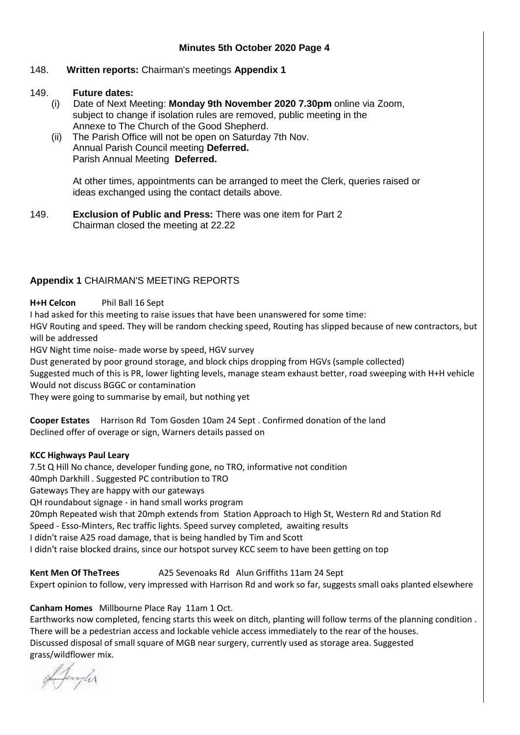148. **Written reports:** Chairman's meetings **Appendix 1**

149. **Future dates:**

   (i) Date of Next Meeting: **Monday 9th November 2020 7.30pm** online via Zoom, subject to change if isolation rules are removed, public meeting in the Annexe to The Church of the Good Shepherd.

   (ii) The Parish Office will not be open on Saturday 7th Nov.
   Annual Parish Council meeting **Deferred.**
   Parish Annual Meeting **Deferred.**

   At other times, appointments can be arranged to meet the Clerk, queries raised or ideas exchanged using the contact details above.

149. **Exclusion of Public and Press:** There was one item for Part 2
Chairman closed the meeting at 22.22

## **Appendix 1** CHAIRMAN'S MEETING REPORTS

**H+H Celcon** Phil Ball 16 Sept

I had asked for this meeting to raise issues that have been unanswered for some time:

HGV Routing and speed. They will be random checking speed, Routing has slipped because of new contractors, but will be addressed

HGV Night time noise- made worse by speed, HGV survey

Dust generated by poor ground storage, and block chips dropping from HGVs (sample collected)

Suggested much of this is PR, lower lighting levels, manage steam exhaust better, road sweeping with H+H vehicle

Would not discuss BGGC or contamination

They were going to summarise by email, but nothing yet

**Cooper Estates** Harrison Rd Tom Gosden 10am 24 Sept . Confirmed donation of the land

Declined offer of overage or sign, Warners details passed on

**KCC Highways Paul Leary**

7.5t Q Hill No chance, developer funding gone, no TRO, informative not condition

40mph Darkhill . Suggested PC contribution to TRO

Gateways They are happy with our gateways

QH roundabout signage - in hand small works program

20mph Repeated wish that 20mph extends from Station Approach to High St, Western Rd and Station Rd

Speed - Esso-Minters, Rec traffic lights. Speed survey completed, awaiting results

I didn't raise A25 road damage, that is being handled by Tim and Scott

I didn't raise blocked drains, since our hotspot survey KCC seem to have been getting on top

**Kent Men Of TheTrees** A25 Sevenoaks Rd Alun Griffiths 11am 24 Sept

Expert opinion to follow, very impressed with Harrison Rd and work so far, suggests small oaks planted elsewhere

**Canham Homes** Millbourne Place Ray 11am 1 Oct.

Earthworks now completed, fencing starts this week on ditch, planting will follow terms of the planning condition . There will be a pedestrian access and lockable vehicle access immediately to the rear of the houses.

Discussed disposal of small square of MGB near surgery, currently used as storage area. Suggested grass/wildflower mix.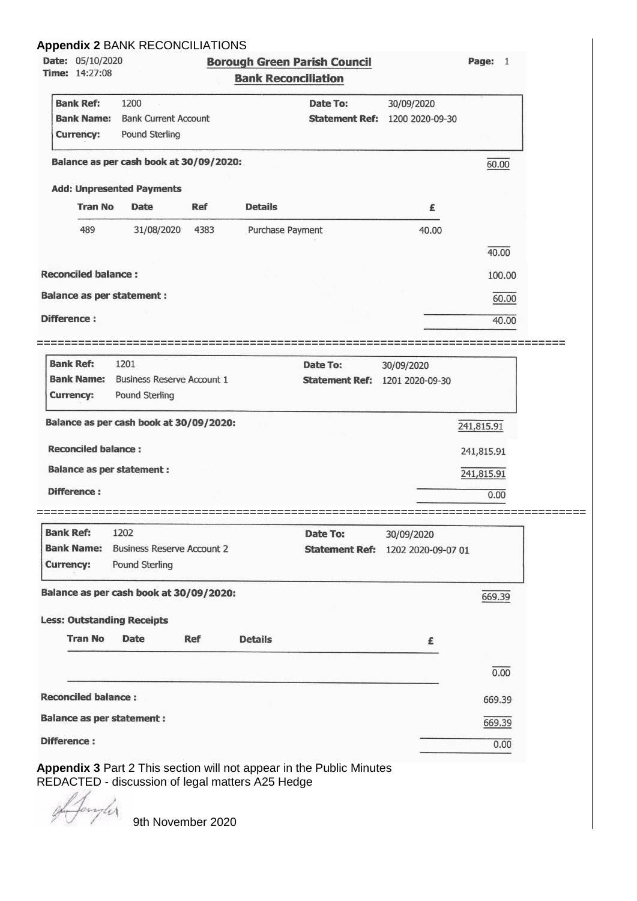**Appendix 2** BANK RECONCILIATIONS

**Date:** 05/10/2020
**Time:** 14:27:08

**Borough Green Parish Council**
**Bank Reconciliation**

**Page:** 1

**Bank Ref:** 1200
**Bank Name:** Bank Current Account
**Currency:** Pound Sterling
**Date To:** 30/09/2020
**Statement Ref:** 1200 2020-09-30

**Balance as per cash book at 30/09/2020:** 60.00

**Add: Unpresented Payments**

| Tran No | Date | Ref | Details | £ |
|---|---|---|---|---|
| 489 | 31/08/2020 | 4383 | Purchase Payment | 40.00 |

40.00

**Reconciled balance :** 100.00

**Balance as per statement :** 60.00

**Difference :** 40.00

==========================================================================

**Bank Ref:** 1201
**Bank Name:** Business Reserve Account 1
**Currency:** Pound Sterling
**Date To:** 30/09/2020
**Statement Ref:** 1201 2020-09-30

**Balance as per cash book at 30/09/2020:** 241,815.91

**Reconciled balance :** 241,815.91

**Balance as per statement :** 241,815.91

**Difference :** 0.00

==========================================================================

**Bank Ref:** 1202
**Bank Name:** Business Reserve Account 2
**Currency:** Pound Sterling
**Date To:** 30/09/2020
**Statement Ref:** 1202 2020-09-07 01

**Balance as per cash book at 30/09/2020:** 669.39

**Less: Outstanding Receipts**

| Tran No | Date | Ref | Details | £ |
|---|---|---|---|---|

0.00

**Reconciled balance :** 669.39

**Balance as per statement :** 669.39

**Difference :** 0.00

**Appendix 3** Part 2 This section will not appear in the Public Minutes
REDACTED - discussion of legal matters A25 Hedge

9th November 2020